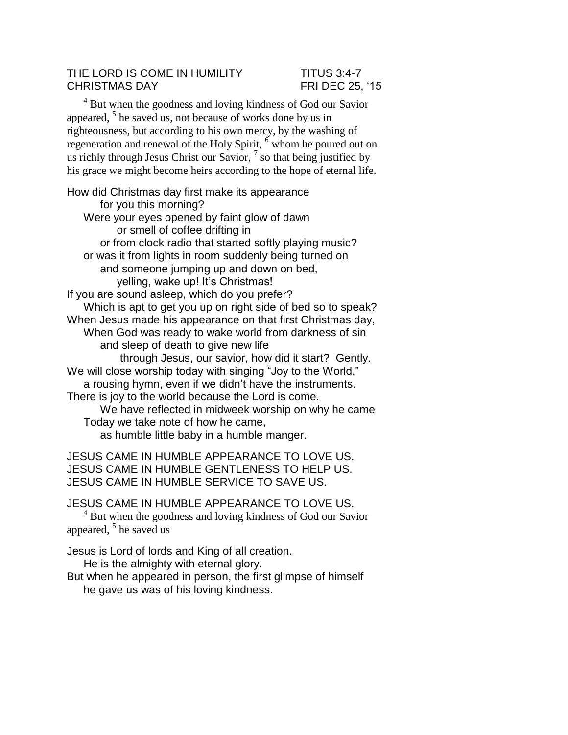THE LORD IS COME IN HUMILITY TITUS 3:4-7
CHRISTMAS DAY FRI DEC 25, '15

[4] But when the goodness and loving kindness of God our Savior appeared, [5] he saved us, not because of works done by us in righteousness, but according to his own mercy, by the washing of regeneration and renewal of the Holy Spirit, [6] whom he poured out on us richly through Jesus Christ our Savior, [7] so that being justified by his grace we might become heirs according to the hope of eternal life.

How did Christmas day first make its appearance
for you this morning?
Were your eyes opened by faint glow of dawn
or smell of coffee drifting in
or from clock radio that started softly playing music?
or was it from lights in room suddenly being turned on
and someone jumping up and down on bed,
yelling, wake up! It's Christmas!
If you are sound asleep, which do you prefer?
Which is apt to get you up on right side of bed so to speak?
When Jesus made his appearance on that first Christmas day,
When God was ready to wake world from darkness of sin
and sleep of death to give new life
through Jesus, our savior, how did it start? Gently.
We will close worship today with singing "Joy to the World,"
a rousing hymn, even if we didn't have the instruments.
There is joy to the world because the Lord is come.
We have reflected in midweek worship on why he came
Today we take note of how he came,
as humble little baby in a humble manger.

JESUS CAME IN HUMBLE APPEARANCE TO LOVE US.
JESUS CAME IN HUMBLE GENTLENESS TO HELP US.
JESUS CAME IN HUMBLE SERVICE TO SAVE US.

JESUS CAME IN HUMBLE APPEARANCE TO LOVE US.

[4] But when the goodness and loving kindness of God our Savior appeared, [5] he saved us

Jesus is Lord of lords and King of all creation.
He is the almighty with eternal glory.
But when he appeared in person, the first glimpse of himself
he gave us was of his loving kindness.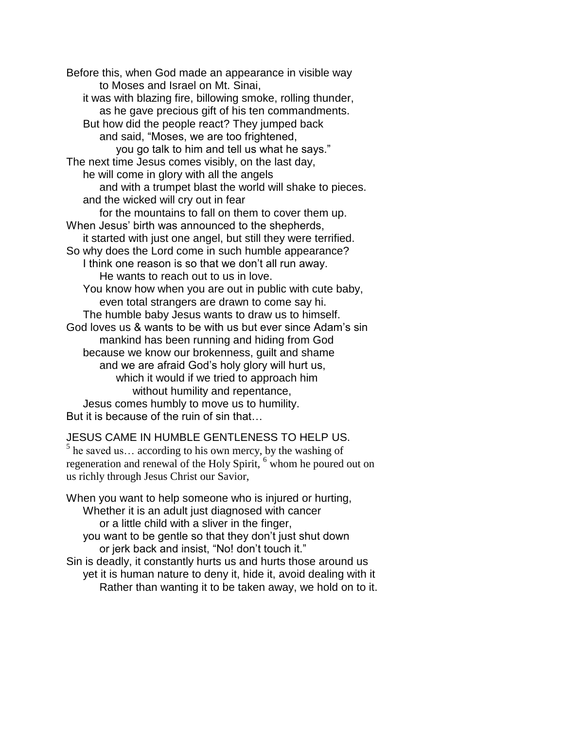Before this, when God made an appearance in visible way
to Moses and Israel on Mt. Sinai,
it was with blazing fire, billowing smoke, rolling thunder,
as he gave precious gift of his ten commandments.
But how did the people react? They jumped back
and said, “Moses, we are too frightened,
you go talk to him and tell us what he says.”
The next time Jesus comes visibly, on the last day,
he will come in glory with all the angels
and with a trumpet blast the world will shake to pieces.
and the wicked will cry out in fear
for the mountains to fall on them to cover them up.
When Jesus’ birth was announced to the shepherds,
it started with just one angel, but still they were terrified.
So why does the Lord come in such humble appearance?
I think one reason is so that we don’t all run away.
He wants to reach out to us in love.
You know how when you are out in public with cute baby,
even total strangers are drawn to come say hi.
The humble baby Jesus wants to draw us to himself.
God loves us & wants to be with us but ever since Adam’s sin
mankind has been running and hiding from God
because we know our brokenness, guilt and shame
and we are afraid God’s holy glory will hurt us,
which it would if we tried to approach him
without humility and repentance,
Jesus comes humbly to move us to humility.
But it is because of the ruin of sin that…

JESUS CAME IN HUMBLE GENTLENESS TO HELP US.

[5] he saved us… according to his own mercy, by the washing of regeneration and renewal of the Holy Spirit, [6] whom he poured out on us richly through Jesus Christ our Savior,

When you want to help someone who is injured or hurting,
Whether it is an adult just diagnosed with cancer
or a little child with a sliver in the finger,
you want to be gentle so that they don’t just shut down
or jerk back and insist, “No! don’t touch it.”
Sin is deadly, it constantly hurts us and hurts those around us
yet it is human nature to deny it, hide it, avoid dealing with it
Rather than wanting it to be taken away, we hold on to it.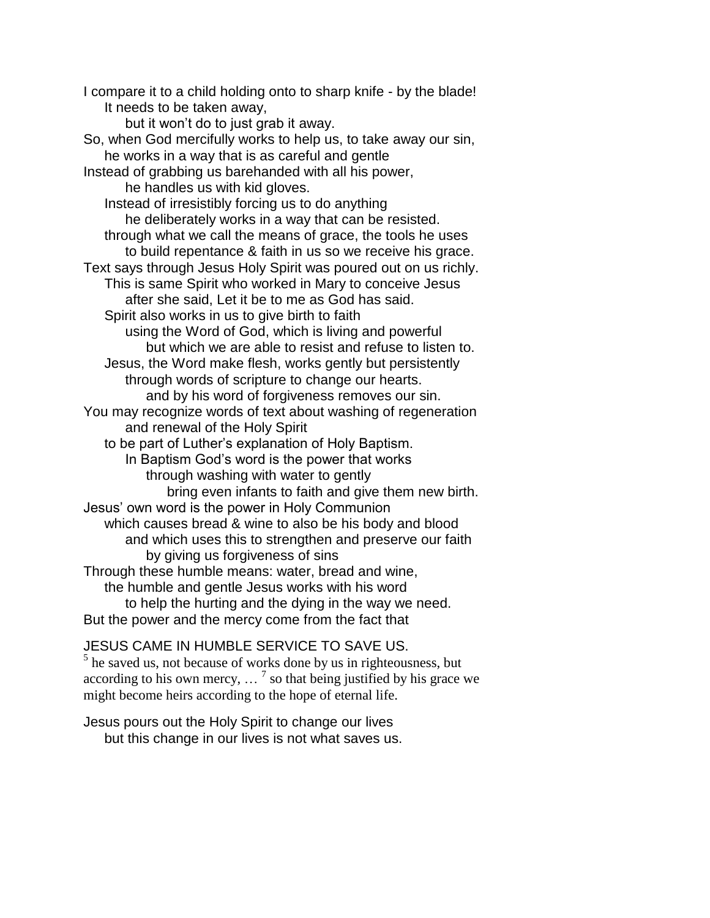I compare it to a child holding onto to sharp knife - by the blade!
    It needs to be taken away,
        but it won't do to just grab it away.
So, when God mercifully works to help us, to take away our sin,
    he works in a way that is as careful and gentle
Instead of grabbing us barehanded with all his power,
        he handles us with kid gloves.
    Instead of irresistibly forcing us to do anything
        he deliberately works in a way that can be resisted.
    through what we call the means of grace, the tools he uses
        to build repentance & faith in us so we receive his grace.
Text says through Jesus Holy Spirit was poured out on us richly.
    This is same Spirit who worked in Mary to conceive Jesus
        after she said, Let it be to me as God has said.
    Spirit also works in us to give birth to faith
        using the Word of God, which is living and powerful
            but which we are able to resist and refuse to listen to.
    Jesus, the Word make flesh, works gently but persistently
        through words of scripture to change our hearts.
            and by his word of forgiveness removes our sin.
You may recognize words of text about washing of regeneration
        and renewal of the Holy Spirit
    to be part of Luther's explanation of Holy Baptism.
        In Baptism God's word is the power that works
            through washing with water to gently
                bring even infants to faith and give them new birth.
Jesus' own word is the power in Holy Communion
    which causes bread & wine to also be his body and blood
        and which uses this to strengthen and preserve our faith
            by giving us forgiveness of sins
Through these humble means: water, bread and wine,
    the humble and gentle Jesus works with his word
        to help the hurting and the dying in the way we need.
But the power and the mercy come from the fact that

JESUS CAME IN HUMBLE SERVICE TO SAVE US.
[5] he saved us, not because of works done by us in righteousness, but according to his own mercy, … [7] so that being justified by his grace we might become heirs according to the hope of eternal life.

Jesus pours out the Holy Spirit to change our lives
    but this change in our lives is not what saves us.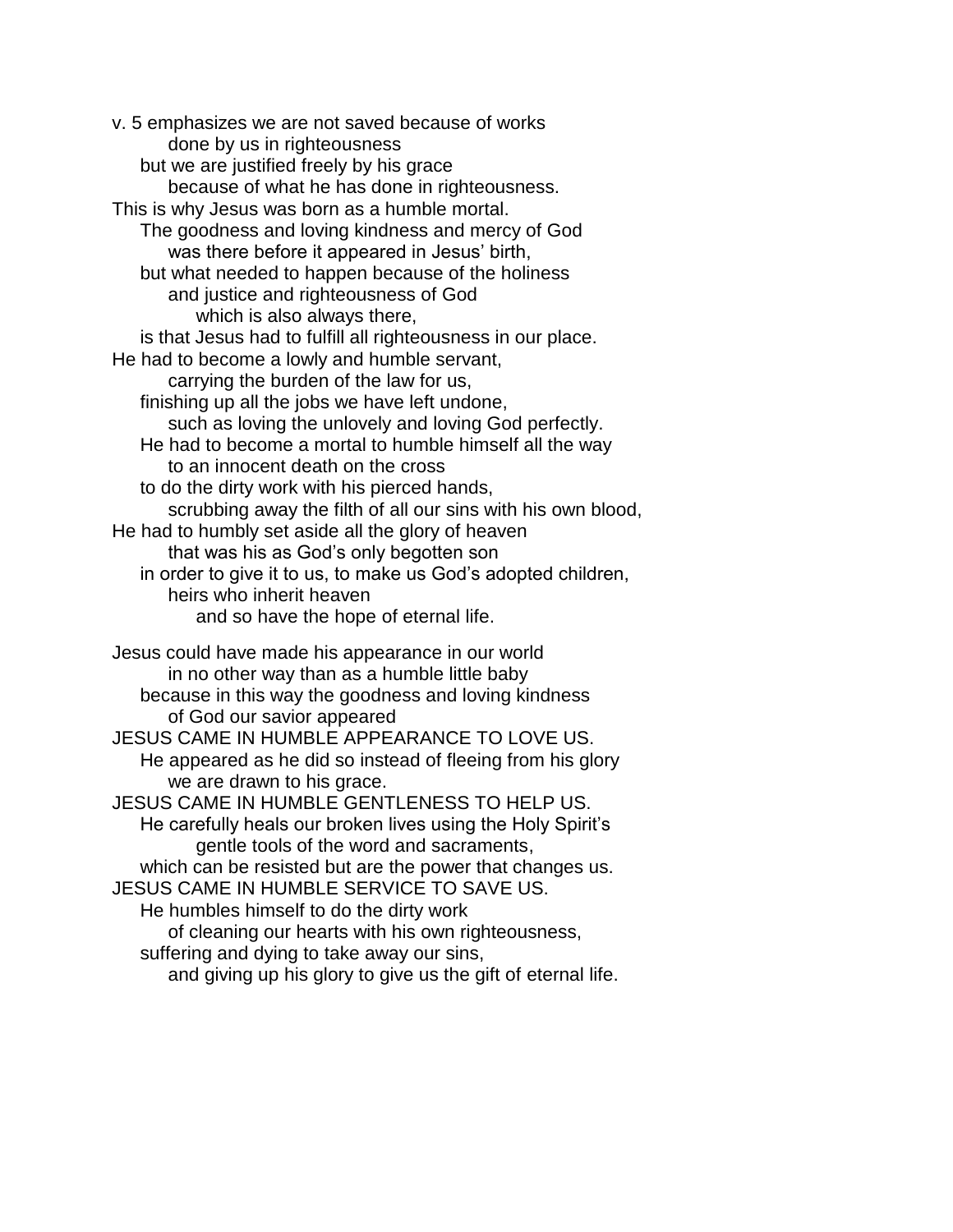v. 5 emphasizes we are not saved because of works
done by us in righteousness
but we are justified freely by his grace
because of what he has done in righteousness.
This is why Jesus was born as a humble mortal.
The goodness and loving kindness and mercy of God
was there before it appeared in Jesus' birth,
but what needed to happen because of the holiness
and justice and righteousness of God
which is also always there,
is that Jesus had to fulfill all righteousness in our place.
He had to become a lowly and humble servant,
carrying the burden of the law for us,
finishing up all the jobs we have left undone,
such as loving the unlovely and loving God perfectly.
He had to become a mortal to humble himself all the way
to an innocent death on the cross
to do the dirty work with his pierced hands,
scrubbing away the filth of all our sins with his own blood,
He had to humbly set aside all the glory of heaven
that was his as God's only begotten son
in order to give it to us, to make us God's adopted children,
heirs who inherit heaven
and so have the hope of eternal life.

Jesus could have made his appearance in our world
in no other way than as a humble little baby
because in this way the goodness and loving kindness
of God our savior appeared
JESUS CAME IN HUMBLE APPEARANCE TO LOVE US.
He appeared as he did so instead of fleeing from his glory
we are drawn to his grace.
JESUS CAME IN HUMBLE GENTLENESS TO HELP US.
He carefully heals our broken lives using the Holy Spirit's
gentle tools of the word and sacraments,
which can be resisted but are the power that changes us.
JESUS CAME IN HUMBLE SERVICE TO SAVE US.
He humbles himself to do the dirty work
of cleaning our hearts with his own righteousness,
suffering and dying to take away our sins,
and giving up his glory to give us the gift of eternal life.